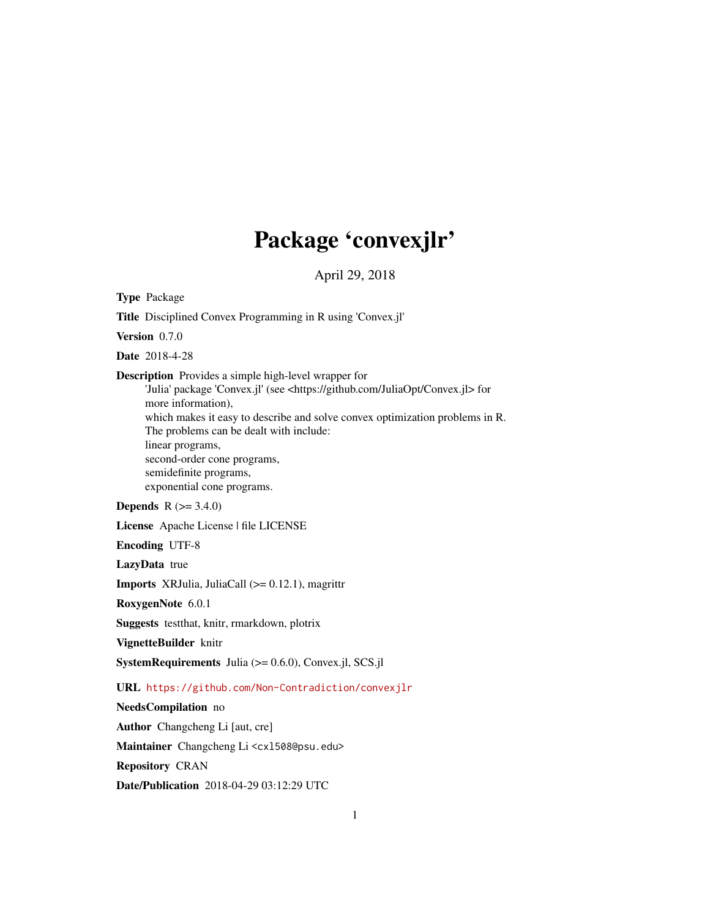# Package 'convexjlr'

April 29, 2018

**Type** Package

**Title** Disciplined Convex Programming in R using 'Convex.jl'

**Version** 0.7.0

**Date** 2018-4-28

**Description** Provides a simple high-level wrapper for 'Julia' package 'Convex.jl' (see <https://github.com/JuliaOpt/Convex.jl> for more information), which makes it easy to describe and solve convex optimization problems in R. The problems can be dealt with include: linear programs, second-order cone programs, semidefinite programs, exponential cone programs.

**Depends** R (>= 3.4.0)

**License** Apache License | file LICENSE

**Encoding** UTF-8

**LazyData** true

**Imports** XRJulia, JuliaCall (>= 0.12.1), magrittr

**RoxygenNote** 6.0.1

**Suggests** testthat, knitr, rmarkdown, plotrix

**VignetteBuilder** knitr

**SystemRequirements** Julia (>= 0.6.0), Convex.jl, SCS.jl

**URL** https://github.com/Non-Contradiction/convexjlr

**NeedsCompilation** no

**Author** Changcheng Li [aut, cre]

**Maintainer** Changcheng Li <cxl508@psu.edu>

**Repository** CRAN

**Date/Publication** 2018-04-29 03:12:29 UTC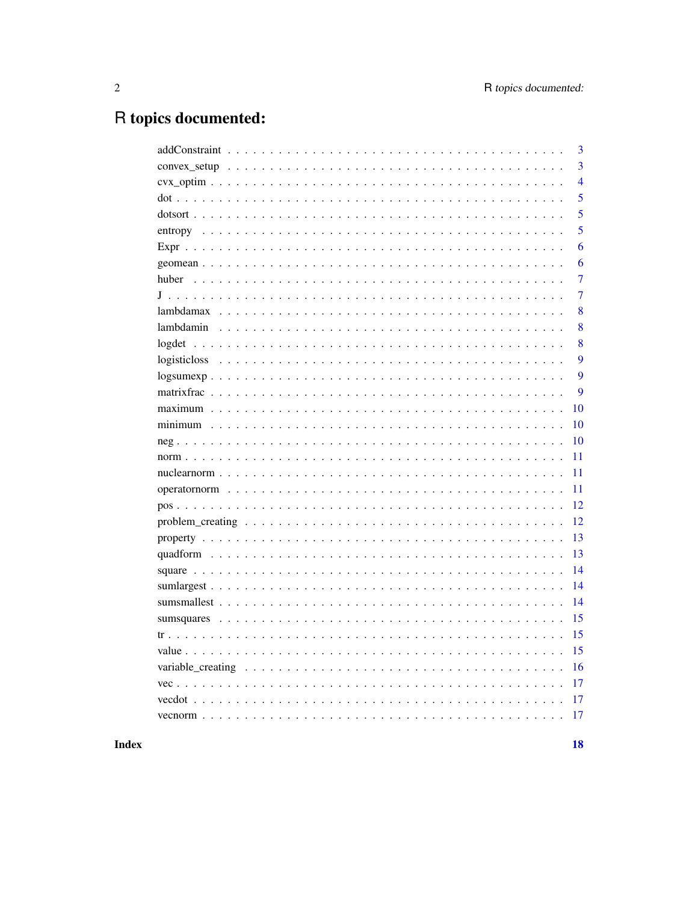# R topics documented:

| | |
|---|---|
| addConstraint | 3 |
| convex_setup | 3 |
| cvx_optim | 4 |
| dot | 5 |
| dotsort | 5 |
| entropy | 5 |
| Expr | 6 |
| geomean | 6 |
| huber | 7 |
| J | 7 |
| lambdamax | 8 |
| lambdamin | 8 |
| logdet | 8 |
| logisticloss | 9 |
| logsumexp | 9 |
| matrixfrac | 9 |
| maximum | 10 |
| minimum | 10 |
| neg | 10 |
| norm | 11 |
| nuclearnorm | 11 |
| operatornorm | 11 |
| pos | 12 |
| problem_creating | 12 |
| property | 13 |
| quadform | 13 |
| square | 14 |
| sumlargest | 14 |
| sumsmallest | 14 |
| sumsquares | 15 |
| tr | 15 |
| value | 15 |
| variable_creating | 16 |
| vec | 17 |
| vecdot | 17 |
| vecnorm | 17 |

**Index** **18**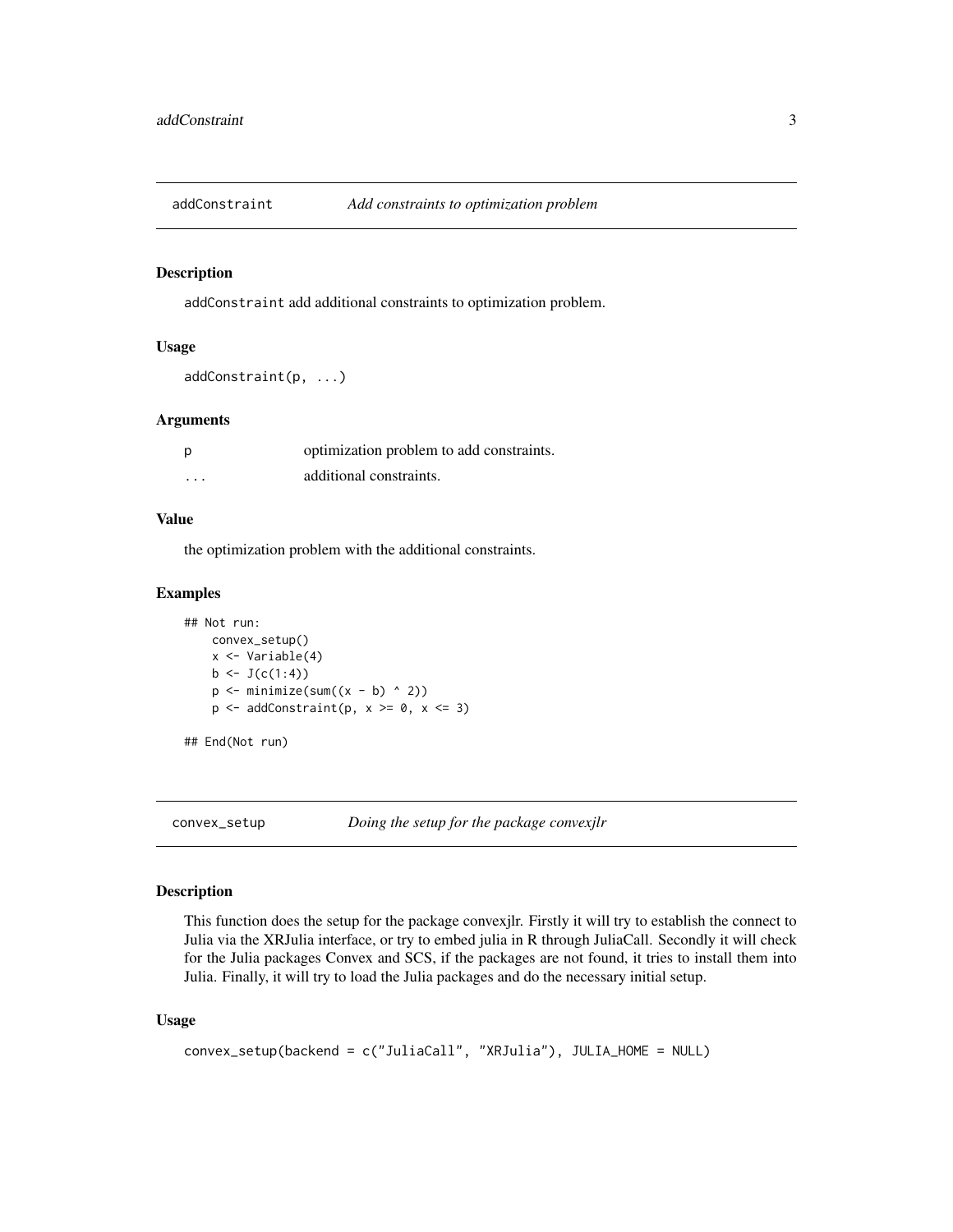## addConstraint — *Add constraints to optimization problem*

### Description

addConstraint add additional constraints to optimization problem.

### Usage

```
addConstraint(p, ...)
```

### Arguments

| | |
|---|---|
| p | optimization problem to add constraints. |
| ... | additional constraints. |

### Value

the optimization problem with the additional constraints.

### Examples

```
## Not run:
    convex_setup()
    x <- Variable(4)
    b <- J(c(1:4))
    p <- minimize(sum((x - b) ^ 2))
    p <- addConstraint(p, x >= 0, x <= 3)

## End(Not run)
```

## convex_setup — *Doing the setup for the package convexjlr*

### Description

This function does the setup for the package convexjlr. Firstly it will try to establish the connect to Julia via the XRJulia interface, or try to embed julia in R through JuliaCall. Secondly it will check for the Julia packages Convex and SCS, if the packages are not found, it tries to install them into Julia. Finally, it will try to load the Julia packages and do the necessary initial setup.

### Usage

```
convex_setup(backend = c("JuliaCall", "XRJulia"), JULIA_HOME = NULL)
```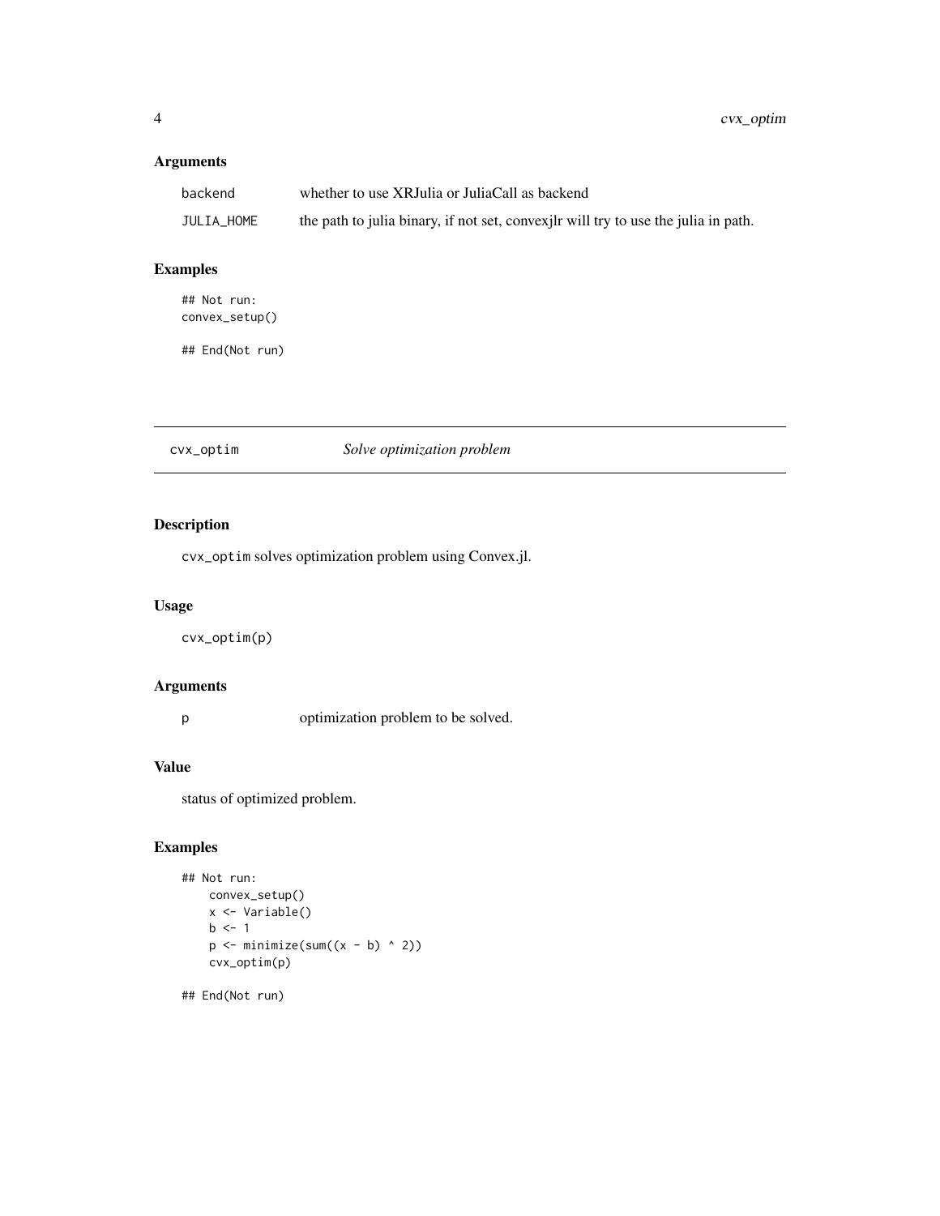### Arguments

| | |
|---|---|
| backend | whether to use XRJulia or JuliaCall as backend |
| JULIA_HOME | the path to julia binary, if not set, convexjlr will try to use the julia in path. |

### Examples

```
## Not run:
convex_setup()

## End(Not run)
```

---

## cvx_optim — *Solve optimization problem*

### Description

cvx_optim solves optimization problem using Convex.jl.

### Usage

```
cvx_optim(p)
```

### Arguments

| | |
|---|---|
| p | optimization problem to be solved. |

### Value

status of optimized problem.

### Examples

```
## Not run:
    convex_setup()
    x <- Variable()
    b <- 1
    p <- minimize(sum((x - b) ^ 2))
    cvx_optim(p)

## End(Not run)
```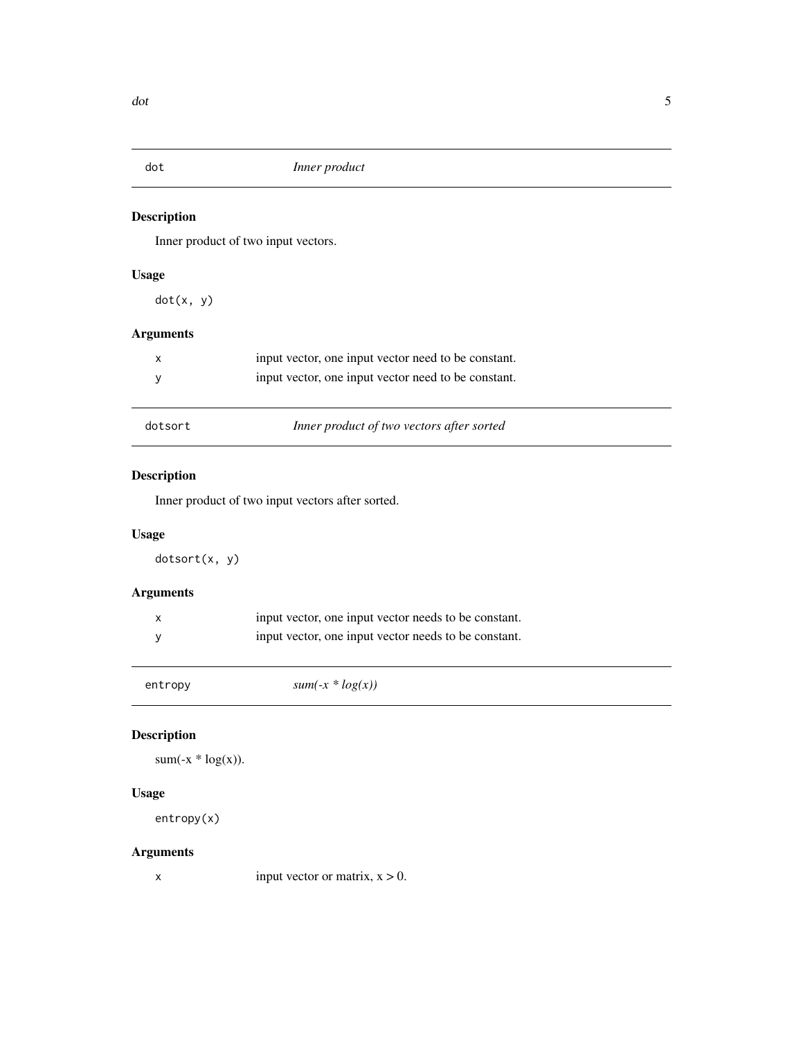## dot — *Inner product*

### Description

Inner product of two input vectors.

### Usage

```
dot(x, y)
```

### Arguments

| | |
|---|---|
| x | input vector, one input vector need to be constant. |
| y | input vector, one input vector need to be constant. |

## dotsort — *Inner product of two vectors after sorted*

### Description

Inner product of two input vectors after sorted.

### Usage

```
dotsort(x, y)
```

### Arguments

| | |
|---|---|
| x | input vector, one input vector needs to be constant. |
| y | input vector, one input vector needs to be constant. |

## entropy — *sum(-x * log(x))*

### Description

sum(-x * log(x)).

### Usage

```
entropy(x)
```

### Arguments

| | |
|---|---|
| x | input vector or matrix, $x > 0$. |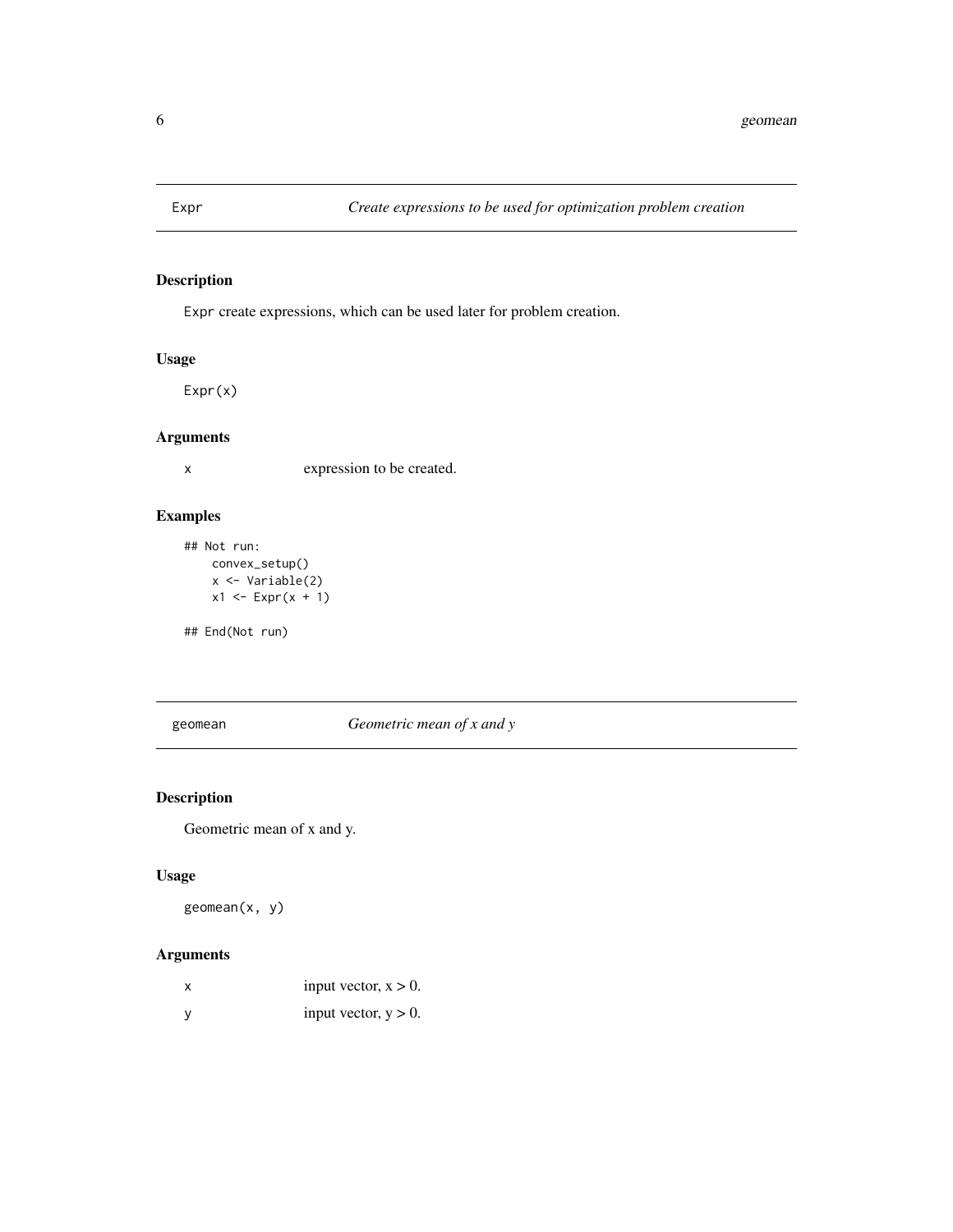## Expr — *Create expressions to be used for optimization problem creation*

### Description

Expr create expressions, which can be used later for problem creation.

### Usage

```
Expr(x)
```

### Arguments

| | |
|---|---|
| x | expression to be created. |

### Examples

```
## Not run:
    convex_setup()
    x <- Variable(2)
    x1 <- Expr(x + 1)

## End(Not run)
```

## geomean — *Geometric mean of x and y*

### Description

Geometric mean of x and y.

### Usage

```
geomean(x, y)
```

### Arguments

| | |
|---|---|
| x | input vector, $x > 0$. |
| y | input vector, $y > 0$. |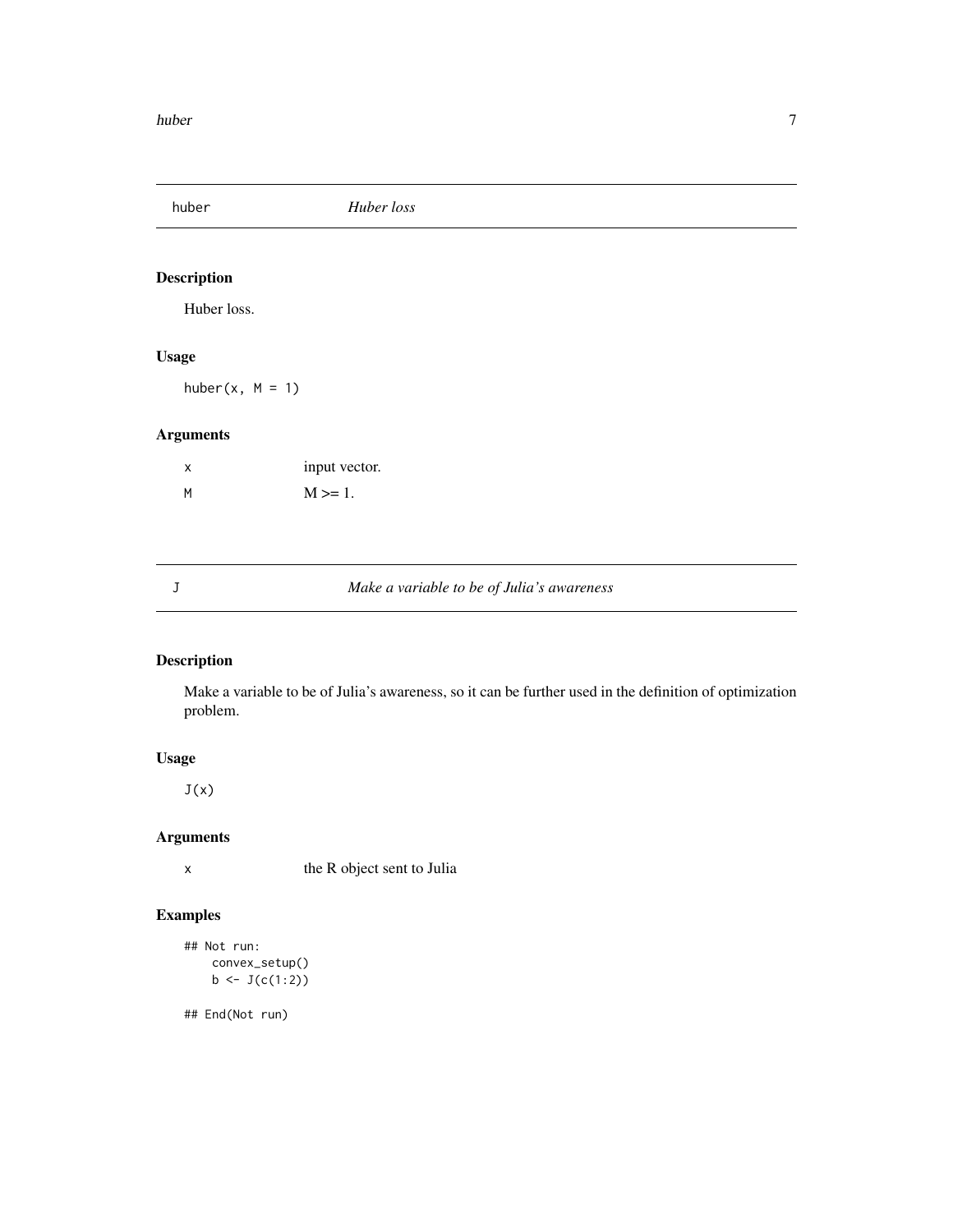## huber — *Huber loss*

### Description

Huber loss.

### Usage

```
huber(x, M = 1)
```

### Arguments

| | |
|---|---|
| x | input vector. |
| M | M >= 1. |

## J — *Make a variable to be of Julia's awareness*

### Description

Make a variable to be of Julia's awareness, so it can be further used in the definition of optimization problem.

### Usage

```
J(x)
```

### Arguments

| | |
|---|---|
| x | the R object sent to Julia |

### Examples

```
## Not run:
    convex_setup()
    b <- J(c(1:2))

## End(Not run)
```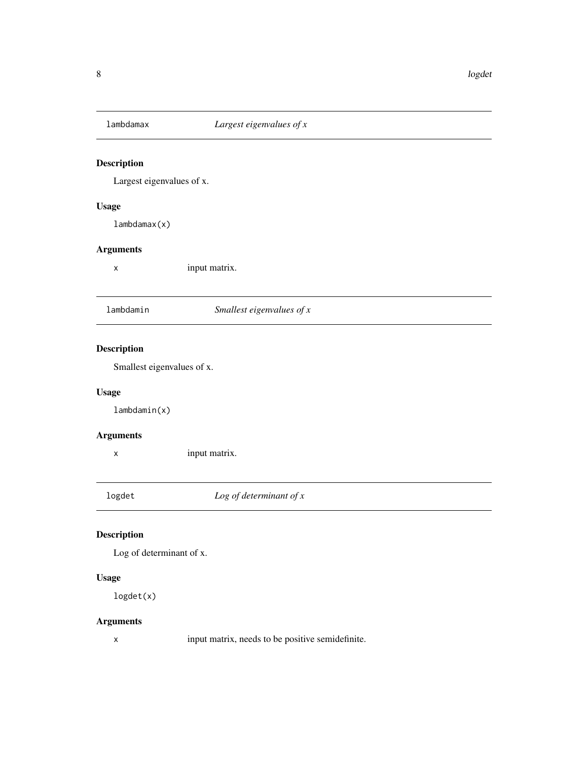## lambdamax — *Largest eigenvalues of x*

### Description

Largest eigenvalues of x.

### Usage

```
lambdamax(x)
```

### Arguments

| | |
|---|---|
| x | input matrix. |

## lambdamin — *Smallest eigenvalues of x*

### Description

Smallest eigenvalues of x.

### Usage

```
lambdamin(x)
```

### Arguments

| | |
|---|---|
| x | input matrix. |

## logdet — *Log of determinant of x*

### Description

Log of determinant of x.

### Usage

```
logdet(x)
```

### Arguments

| | |
|---|---|
| x | input matrix, needs to be positive semidefinite. |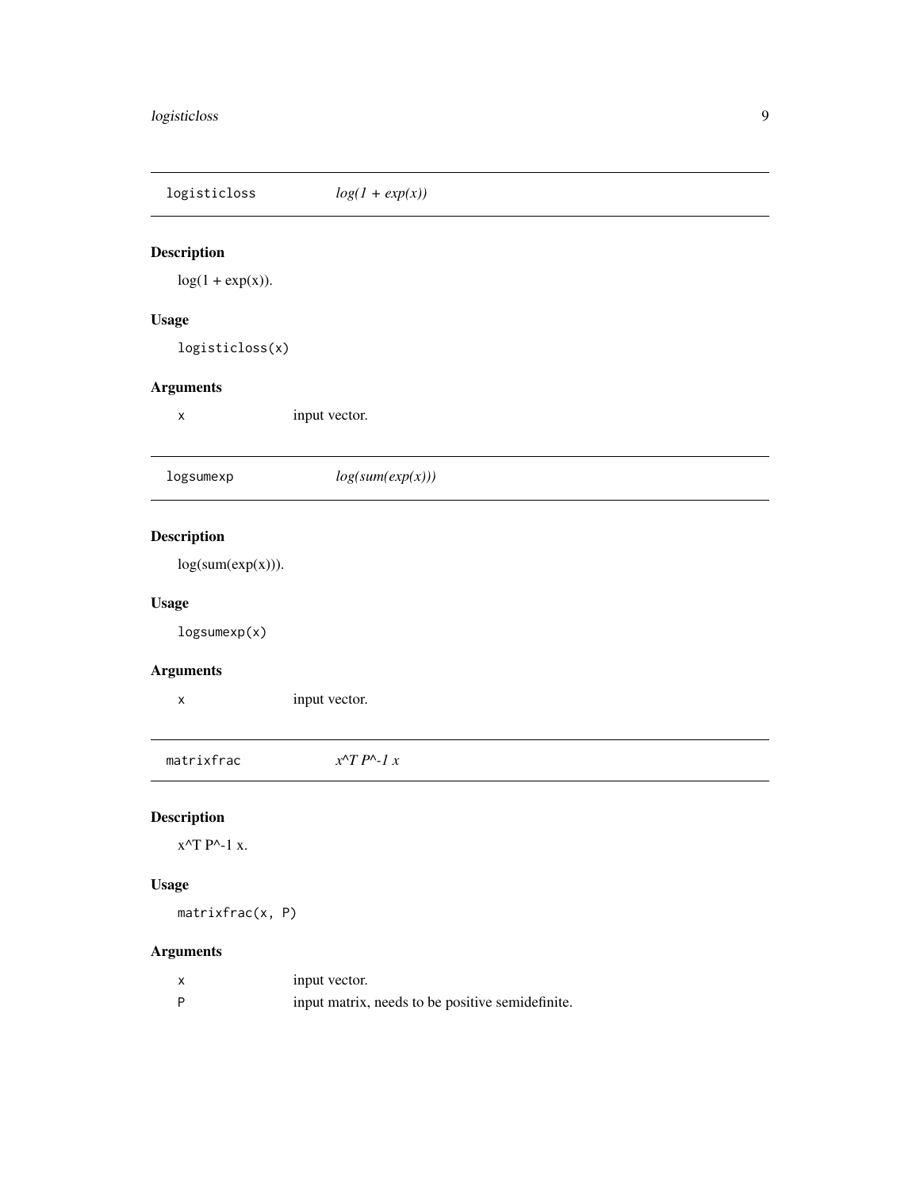## logisticloss — *log(1 + exp(x))*

### Description

log(1 + exp(x)).

### Usage

```
logisticloss(x)
```

### Arguments

| | |
|---|---|
| x | input vector. |

## logsumexp — *log(sum(exp(x)))*

### Description

log(sum(exp(x))).

### Usage

```
logsumexp(x)
```

### Arguments

| | |
|---|---|
| x | input vector. |

## matrixfrac — *x^T P^-1 x*

### Description

x^T P^-1 x.

### Usage

```
matrixfrac(x, P)
```

### Arguments

| | |
|---|---|
| x | input vector. |
| P | input matrix, needs to be positive semidefinite. |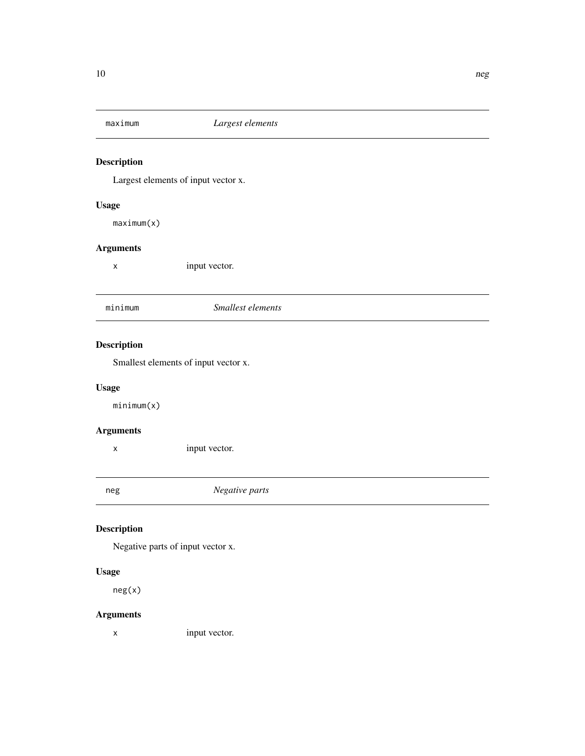## maximum *Largest elements*

### Description

Largest elements of input vector x.

### Usage

```
maximum(x)
```

### Arguments

| | |
|---|---|
| x | input vector. |

## minimum *Smallest elements*

### Description

Smallest elements of input vector x.

### Usage

```
minimum(x)
```

### Arguments

| | |
|---|---|
| x | input vector. |

## neg *Negative parts*

### Description

Negative parts of input vector x.

### Usage

```
neg(x)
```

### Arguments

| | |
|---|---|
| x | input vector. |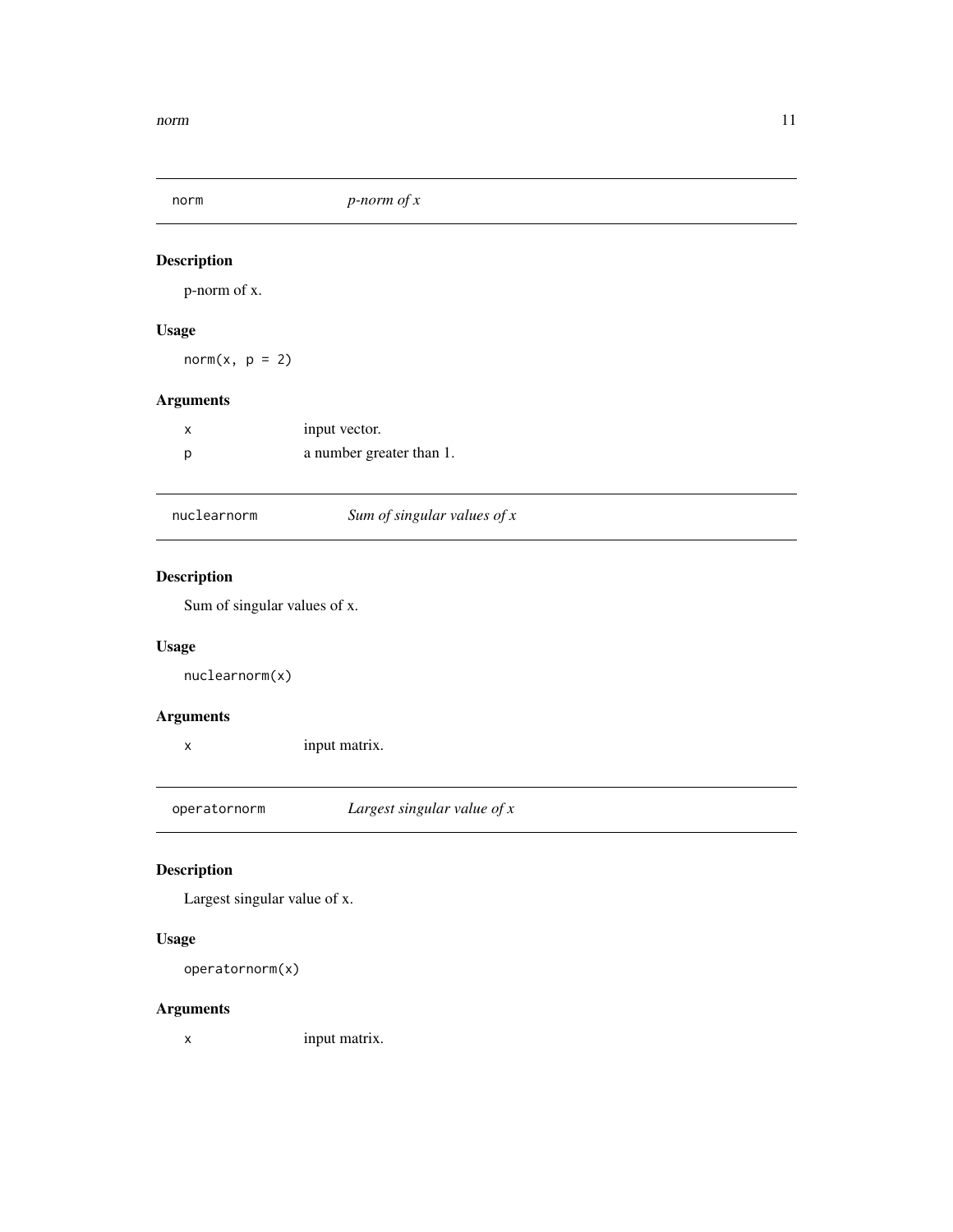## `norm` — *p-norm of x*

### Description

p-norm of x.

### Usage

```
norm(x, p = 2)
```

### Arguments

| | |
|---|---|
| `x` | input vector. |
| `p` | a number greater than 1. |

## `nuclearnorm` — *Sum of singular values of x*

### Description

Sum of singular values of x.

### Usage

```
nuclearnorm(x)
```

### Arguments

| | |
|---|---|
| `x` | input matrix. |

## `operatornorm` — *Largest singular value of x*

### Description

Largest singular value of x.

### Usage

```
operatornorm(x)
```

### Arguments

| | |
|---|---|
| `x` | input matrix. |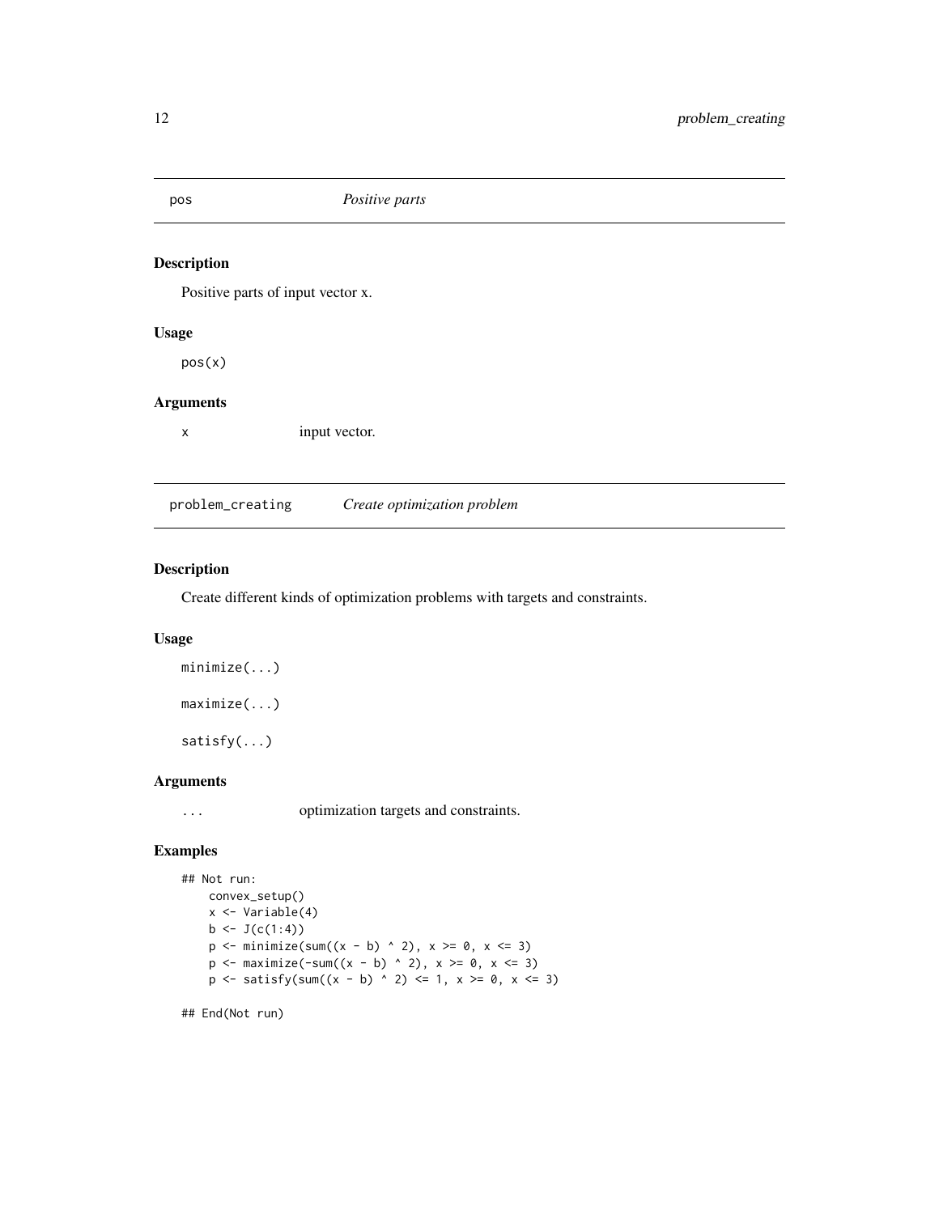## pos *Positive parts*

### Description

Positive parts of input vector x.

### Usage

```
pos(x)
```

### Arguments

| | |
|---|---|
| x | input vector. |

## problem_creating *Create optimization problem*

### Description

Create different kinds of optimization problems with targets and constraints.

### Usage

```
minimize(...)

maximize(...)

satisfy(...)
```

### Arguments

| | |
|---|---|
| ... | optimization targets and constraints. |

### Examples

```
## Not run:
    convex_setup()
    x <- Variable(4)
    b <- J(c(1:4))
    p <- minimize(sum((x - b) ^ 2), x >= 0, x <= 3)
    p <- maximize(-sum((x - b) ^ 2), x >= 0, x <= 3)
    p <- satisfy(sum((x - b) ^ 2) <= 1, x >= 0, x <= 3)

## End(Not run)
```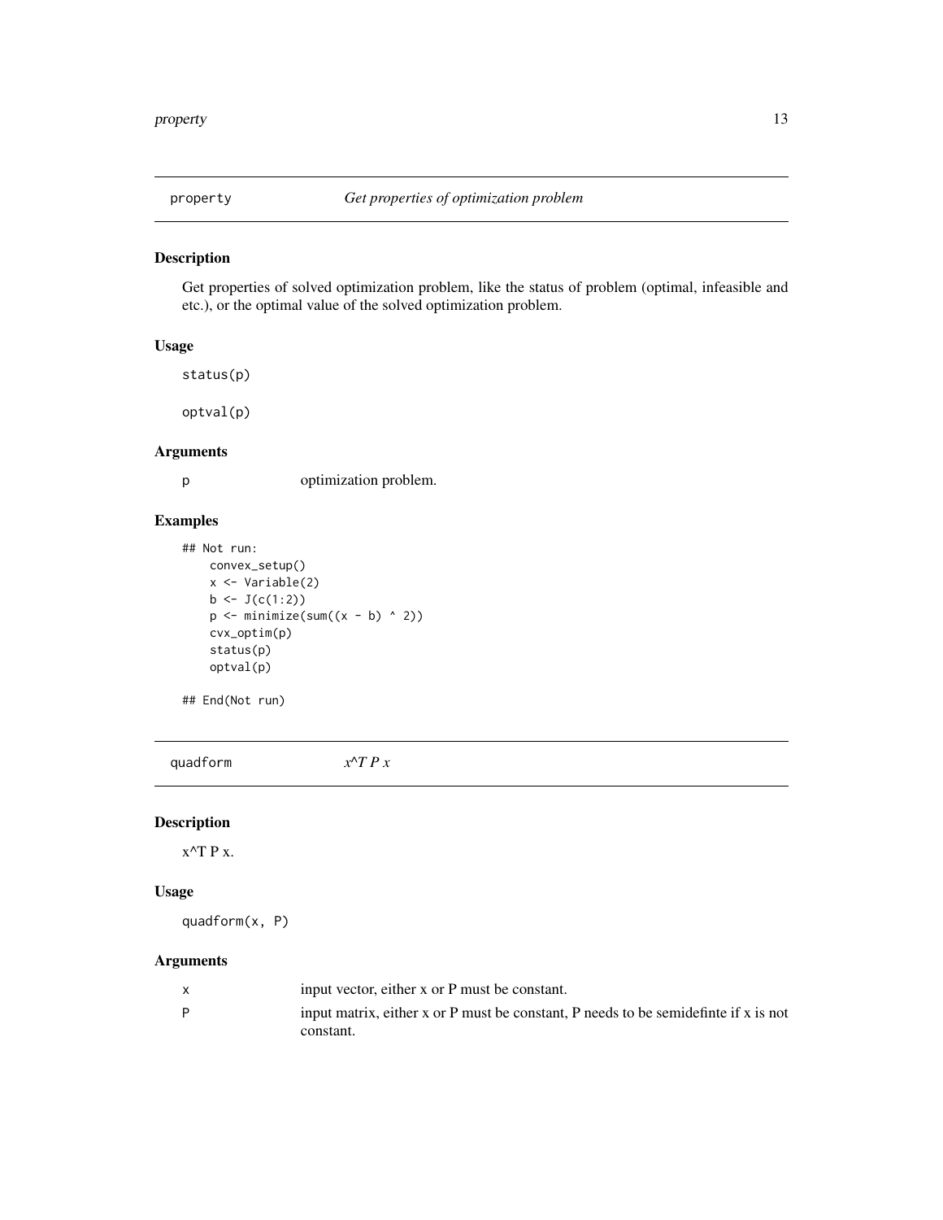## property — *Get properties of optimization problem*

### Description

Get properties of solved optimization problem, like the status of problem (optimal, infeasible and etc.), or the optimal value of the solved optimization problem.

### Usage

```
status(p)

optval(p)
```

### Arguments

| | |
|---|---|
| p | optimization problem. |

### Examples

```
## Not run:
    convex_setup()
    x <- Variable(2)
    b <- J(c(1:2))
    p <- minimize(sum((x - b) ^ 2))
    cvx_optim(p)
    status(p)
    optval(p)

## End(Not run)
```

## quadform — *x^T P x*

### Description

x^T P x.

### Usage

```
quadform(x, P)
```

### Arguments

| | |
|---|---|
| x | input vector, either x or P must be constant. |
| P | input matrix, either x or P must be constant, P needs to be semidefinte if x is not constant. |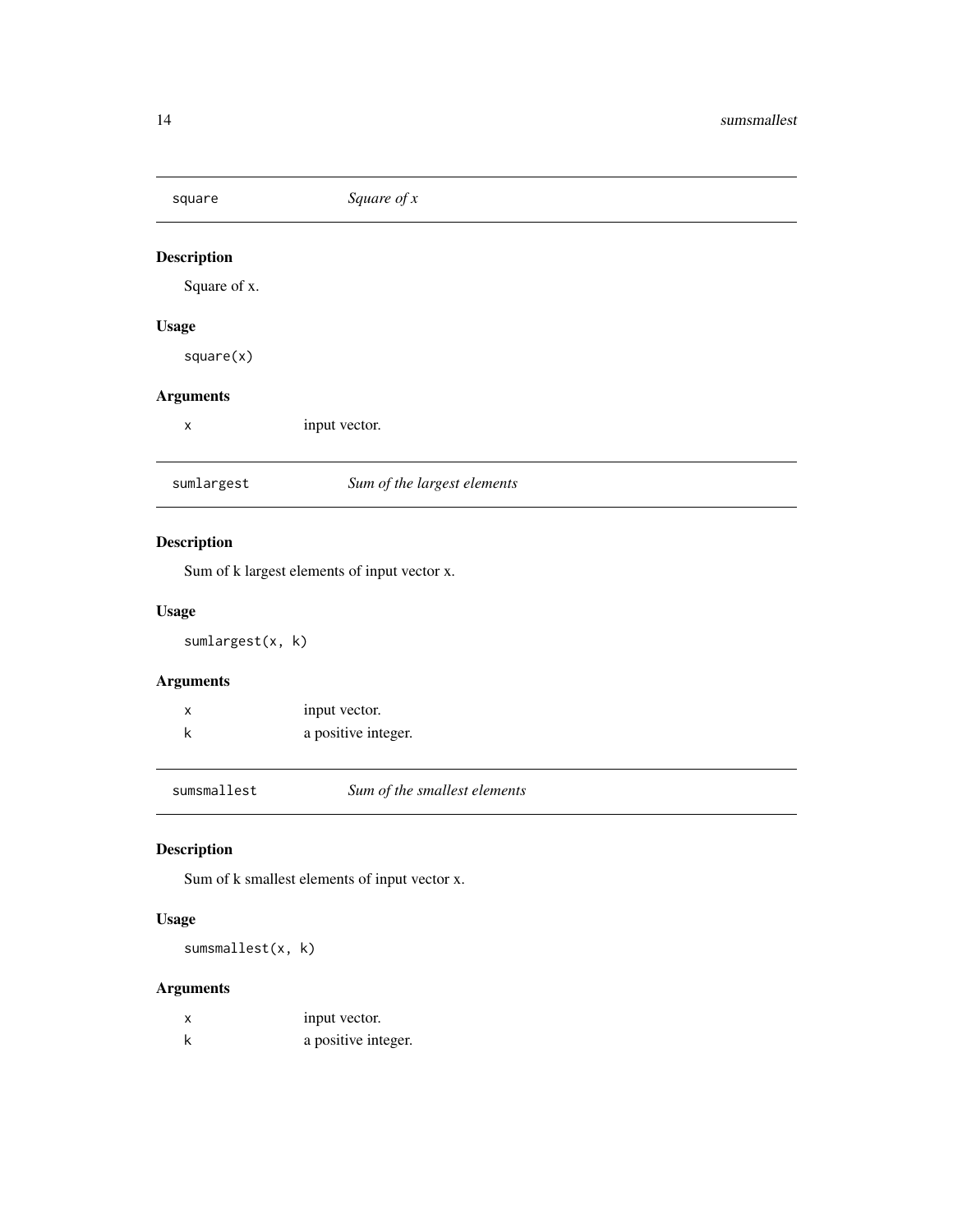## square — *Square of x*

### Description

Square of x.

### Usage

```
square(x)
```

### Arguments

| | |
|---|---|
| x | input vector. |

## sumlargest — *Sum of the largest elements*

### Description

Sum of k largest elements of input vector x.

### Usage

```
sumlargest(x, k)
```

### Arguments

| | |
|---|---|
| x | input vector. |
| k | a positive integer. |

## sumsmallest — *Sum of the smallest elements*

### Description

Sum of k smallest elements of input vector x.

### Usage

```
sumsmallest(x, k)
```

### Arguments

| | |
|---|---|
| x | input vector. |
| k | a positive integer. |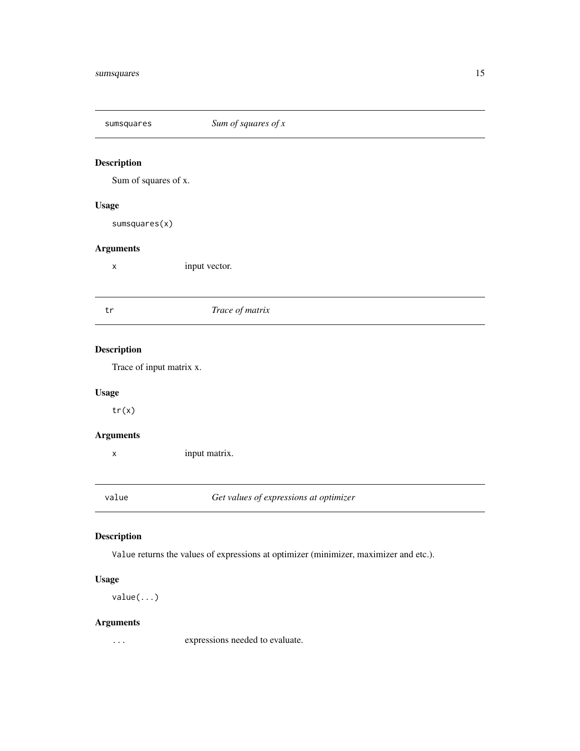## `sumsquares` *Sum of squares of x*

### Description

Sum of squares of x.

### Usage

```
sumsquares(x)
```

### Arguments

| | |
|---|---|
| `x` | input vector. |

## `tr` *Trace of matrix*

### Description

Trace of input matrix x.

### Usage

```
tr(x)
```

### Arguments

| | |
|---|---|
| `x` | input matrix. |

## `value` *Get values of expressions at optimizer*

### Description

`Value` returns the values of expressions at optimizer (minimizer, maximizer and etc.).

### Usage

```
value(...)
```

### Arguments

| | |
|---|---|
| `...` | expressions needed to evaluate. |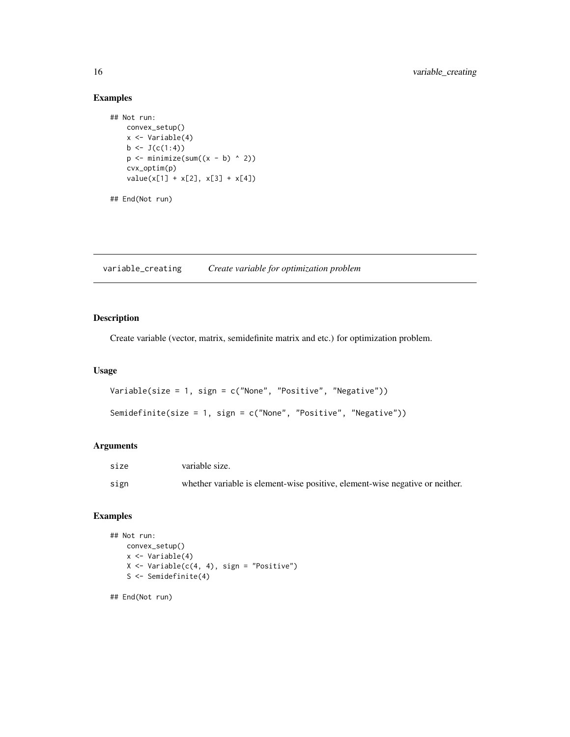## Examples

```
## Not run:
    convex_setup()
    x <- Variable(4)
    b <- J(c(1:4))
    p <- minimize(sum((x - b) ^ 2))
    cvx_optim(p)
    value(x[1] + x[2], x[3] + x[4])

## End(Not run)
```

---

# variable_creating    *Create variable for optimization problem*

---

## Description

Create variable (vector, matrix, semidefinite matrix and etc.) for optimization problem.

## Usage

```
Variable(size = 1, sign = c("None", "Positive", "Negative"))

Semidefinite(size = 1, sign = c("None", "Positive", "Negative"))
```

## Arguments

| | |
|---|---|
| size | variable size. |
| sign | whether variable is element-wise positive, element-wise negative or neither. |

## Examples

```
## Not run:
    convex_setup()
    x <- Variable(4)
    X <- Variable(c(4, 4), sign = "Positive")
    S <- Semidefinite(4)

## End(Not run)
```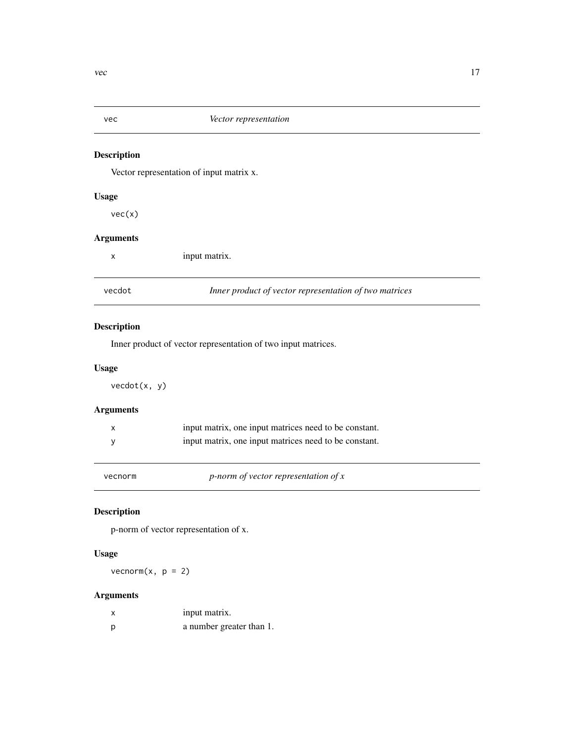## vec — *Vector representation*

### Description

Vector representation of input matrix x.

### Usage

```
vec(x)
```

### Arguments

| | |
|---|---|
| x | input matrix. |

## vecdot — *Inner product of vector representation of two matrices*

### Description

Inner product of vector representation of two input matrices.

### Usage

```
vecdot(x, y)
```

### Arguments

| | |
|---|---|
| x | input matrix, one input matrices need to be constant. |
| y | input matrix, one input matrices need to be constant. |

## vecnorm — *p-norm of vector representation of x*

### Description

p-norm of vector representation of x.

### Usage

```
vecnorm(x, p = 2)
```

### Arguments

| | |
|---|---|
| x | input matrix. |
| p | a number greater than 1. |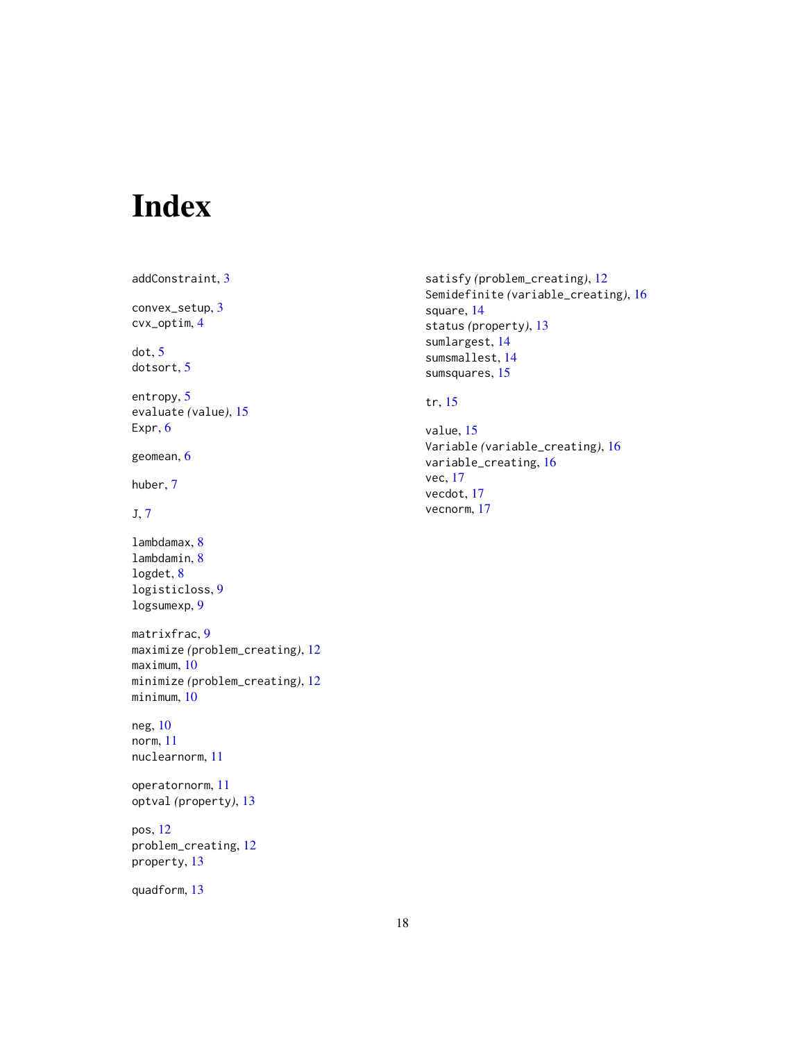# Index

addConstraint, 3

convex_setup, 3
cvx_optim, 4

dot, 5
dotsort, 5

entropy, 5
evaluate *(value)*, 15
Expr, 6

geomean, 6

huber, 7

J, 7

lambdamax, 8
lambdamin, 8
logdet, 8
logisticloss, 9
logsumexp, 9

matrixfrac, 9
maximize *(problem_creating)*, 12
maximum, 10
minimize *(problem_creating)*, 12
minimum, 10

neg, 10
norm, 11
nuclearnorm, 11

operatornorm, 11
optval *(property)*, 13

pos, 12
problem_creating, 12
property, 13

quadform, 13

satisfy *(problem_creating)*, 12
Semidefinite *(variable_creating)*, 16
square, 14
status *(property)*, 13
sumlargest, 14
sumsmallest, 14
sumsquares, 15

tr, 15

value, 15
Variable *(variable_creating)*, 16
variable_creating, 16
vec, 17
vecdot, 17
vecnorm, 17